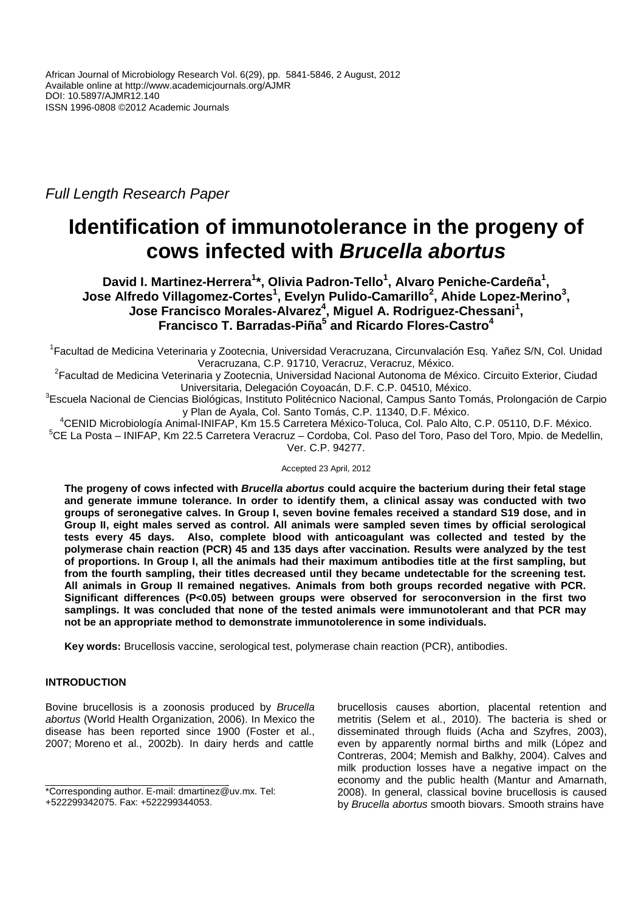African Journal of Microbiology Research Vol. 6(29), pp. 5841-5846, 2 August, 2012
Available online at http://www.academicjournals.org/AJMR
DOI: 10.5897/AJMR12.140
ISSN 1996-0808 ©2012 Academic Journals

*Full Length Research Paper*

# Identification of immunotolerance in the progeny of cows infected with *Brucella abortus*

**David I. Martinez-Herrera[1]\*, Olivia Padron-Tello[1], Alvaro Peniche-Cardeña[1], Jose Alfredo Villagomez-Cortes[1], Evelyn Pulido-Camarillo[2], Ahide Lopez-Merino[3], Jose Francisco Morales-Alvarez[4], Miguel A. Rodriguez-Chessani[1], Francisco T. Barradas-Piña[5] and Ricardo Flores-Castro[4]**

[1]Facultad de Medicina Veterinaria y Zootecnia, Universidad Veracruzana, Circunvalación Esq. Yañez S/N, Col. Unidad Veracruzana, C.P. 91710, Veracruz, Veracruz, México.

[2]Facultad de Medicina Veterinaria y Zootecnia, Universidad Nacional Autonoma de México. Circuito Exterior, Ciudad Universitaria, Delegación Coyoacán, D.F. C.P. 04510, México.

[3]Escuela Nacional de Ciencias Biológicas, Instituto Politécnico Nacional, Campus Santo Tomás, Prolongación de Carpio y Plan de Ayala, Col. Santo Tomás, C.P. 11340, D.F. México.

[4]CENID Microbiología Animal-INIFAP, Km 15.5 Carretera México-Toluca, Col. Palo Alto, C.P. 05110, D.F. México.

[5]CE La Posta – INIFAP, Km 22.5 Carretera Veracruz – Cordoba, Col. Paso del Toro, Paso del Toro, Mpio. de Medellin, Ver. C.P. 94277.

Accepted 23 April, 2012

**The progeny of cows infected with *Brucella abortus* could acquire the bacterium during their fetal stage and generate immune tolerance. In order to identify them, a clinical assay was conducted with two groups of seronegative calves. In Group I, seven bovine females received a standard S19 dose, and in Group II, eight males served as control. All animals were sampled seven times by official serological tests every 45 days. Also, complete blood with anticoagulant was collected and tested by the polymerase chain reaction (PCR) 45 and 135 days after vaccination. Results were analyzed by the test of proportions. In Group I, all the animals had their maximum antibodies title at the first sampling, but from the fourth sampling, their titles decreased until they became undetectable for the screening test. All animals in Group II remained negatives. Animals from both groups recorded negative with PCR. Significant differences (P<0.05) between groups were observed for seroconversion in the first two samplings. It was concluded that none of the tested animals were immunotolerant and that PCR may not be an appropriate method to demonstrate immunotolerence in some individuals.**

**Key words:** Brucellosis vaccine, serological test, polymerase chain reaction (PCR), antibodies.

## INTRODUCTION

Bovine brucellosis is a zoonosis produced by *Brucella abortus* (World Health Organization, 2006). In Mexico the disease has been reported since 1900 (Foster et al., 2007; Moreno et al., 2002b). In dairy herds and cattle brucellosis causes abortion, placental retention and metritis (Selem et al., 2010). The bacteria is shed or disseminated through fluids (Acha and Szyfres, 2003), even by apparently normal births and milk (López and Contreras, 2004; Memish and Balkhy, 2004). Calves and milk production losses have a negative impact on the economy and the public health (Mantur and Amarnath, 2008). In general, classical bovine brucellosis is caused by *Brucella abortus* smooth biovars. Smooth strains have

\*Corresponding author. E-mail: dmartinez@uv.mx. Tel: +522299342075. Fax: +522299344053.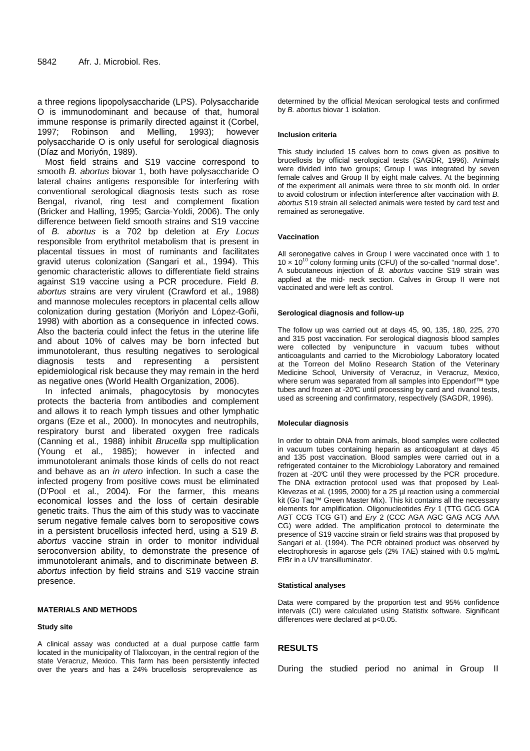a three regions lipopolysaccharide (LPS). Polysaccharide O is immunodominant and because of that, humoral immune response is primarily directed against it (Corbel, 1997; Robinson and Melling, 1993); however polysaccharide O is only useful for serological diagnosis (Díaz and Moriyón, 1989).

Most field strains and S19 vaccine correspond to smooth *B. abortus* biovar 1, both have polysaccharide O lateral chains antigens responsible for interfering with conventional serological diagnosis tests such as rose Bengal, rivanol, ring test and complement fixation (Bricker and Halling, 1995; Garcia-Yoldi, 2006). The only difference between field smooth strains and S19 vaccine of *B. abortus* is a 702 bp deletion at *Ery Locus* responsible from erythritol metabolism that is present in placental tissues in most of ruminants and facilitates gravid uterus colonization (Sangari et al., 1994). This genomic characteristic allows to differentiate field strains against S19 vaccine using a PCR procedure. Field *B. abortus* strains are very virulent (Crawford et al., 1988) and mannose molecules receptors in placental cells allow colonization during gestation (Moriyón and López-Goñi, 1998) with abortion as a consequence in infected cows. Also the bacteria could infect the fetus in the uterine life and about 10% of calves may be born infected but immunotolerant, thus resulting negatives to serological diagnosis tests and representing a persistent epidemiological risk because they may remain in the herd as negative ones (World Health Organization, 2006).

In infected animals, phagocytosis by monocytes protects the bacteria from antibodies and complement and allows it to reach lymph tissues and other lymphatic organs (Eze et al., 2000). In monocytes and neutrophils, respiratory burst and liberated oxygen free radicals (Canning et al*.,* 1988) inhibit *Brucella* spp multiplication (Young et al., 1985); however in infected and immunotolerant animals those kinds of cells do not react and behave as an *in utero* infection. In such a case the infected progeny from positive cows must be eliminated (D'Pool et al., 2004). For the farmer, this means economical losses and the loss of certain desirable genetic traits. Thus the aim of this study was to vaccinate serum negative female calves born to seropositive cows in a persistent brucellosis infected herd, using a S19 *B. abortus* vaccine strain in order to monitor individual seroconversion ability, to demonstrate the presence of immunotolerant animals, and to discriminate between *B. abortus* infection by field strains and S19 vaccine strain presence.

## MATERIALS AND METHODS

### Study site

A clinical assay was conducted at a dual purpose cattle farm located in the municipality of Tlalixcoyan, in the central region of the state Veracruz, Mexico. This farm has been persistently infected over the years and has a 24% brucellosis seroprevalence as determined by the official Mexican serological tests and confirmed by *B. abortus* biovar 1 isolation.

### Inclusion criteria

This study included 15 calves born to cows given as positive to brucellosis by official serological tests (SAGDR, 1996). Animals were divided into two groups; Group I was integrated by seven female calves and Group II by eight male calves. At the beginning of the experiment all animals were three to six month old. In order to avoid colostrum or infection interference after vaccination with *B. abortus* S19 strain all selected animals were tested by card test and remained as seronegative.

### Vaccination

All seronegative calves in Group I were vaccinated once with 1 to $10 \times 10^{10}$ colony forming units (CFU) of the so-called "normal dose". A subcutaneous injection of *B. abortus* vaccine S19 strain was applied at the mid- neck section. Calves in Group II were not vaccinated and were left as control.

### Serological diagnosis and follow-up

The follow up was carried out at days 45, 90, 135, 180, 225, 270 and 315 post vaccination. For serological diagnosis blood samples were collected by venipuncture in vacuum tubes without anticoagulants and carried to the Microbiology Laboratory located at the Torreon del Molino Research Station of the Veterinary Medicine School, University of Veracruz, in Veracruz, Mexico, where serum was separated from all samples into Eppendorf™ type tubes and frozen at -20°C until processing by card and rivanol tests, used as screening and confirmatory, respectively (SAGDR, 1996).

### Molecular diagnosis

In order to obtain DNA from animals, blood samples were collected in vacuum tubes containing heparin as anticoagulant at days 45 and 135 post vaccination. Blood samples were carried out in a refrigerated container to the Microbiology Laboratory and remained frozen at -20°C until they were processed by the PCR procedure. The DNA extraction protocol used was that proposed by Leal-Klevezas et al. (1995, 2000) for a 25 µl reaction using a commercial kit (Go Taq™ Green Master Mix). This kit contains all the necessary elements for amplification. Oligonucleotides *Ery* 1 (TTG GCG GCA AGT CCG TCG GT) and *Ery* 2 (CCC AGA AGC GAG ACG AAA CG) were added. The amplification protocol to determinate the presence of S19 vaccine strain or field strains was that proposed by Sangari et al. (1994). The PCR obtained product was observed by electrophoresis in agarose gels (2% TAE) stained with 0.5 mg/mL EtBr in a UV transilluminator.

### Statistical analyses

Data were compared by the proportion test and 95% confidence intervals (CI) were calculated using Statistix software. Significant differences were declared at $p<0.05$.

## RESULTS

During the studied period no animal in Group II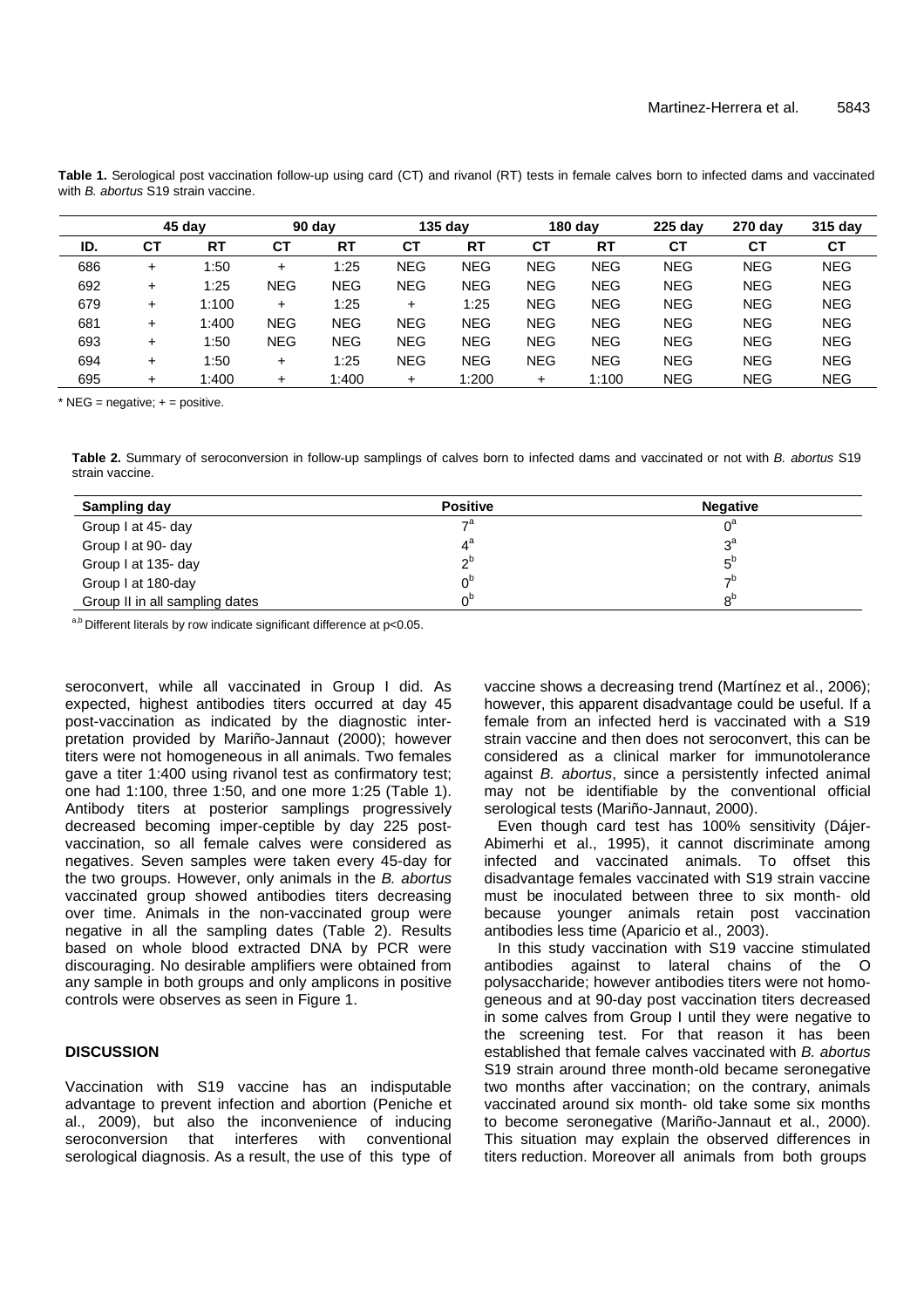**Table 1.** Serological post vaccination follow-up using card (CT) and rivanol (RT) tests in female calves born to infected dams and vaccinated with *B. abortus* S19 strain vaccine.

| | 45 day | | 90 day | | 135 day | | 180 day | | 225 day | 270 day | 315 day |
|---|---|---|---|---|---|---|---|---|---|---|---|
| ID. | CT | RT | CT | RT | CT | RT | CT | RT | CT | CT | CT |
| 686 | + | 1:50 | + | 1:25 | NEG | NEG | NEG | NEG | NEG | NEG | NEG |
| 692 | + | 1:25 | NEG | NEG | NEG | NEG | NEG | NEG | NEG | NEG | NEG |
| 679 | + | 1:100 | + | 1:25 | + | 1:25 | NEG | NEG | NEG | NEG | NEG |
| 681 | + | 1:400 | NEG | NEG | NEG | NEG | NEG | NEG | NEG | NEG | NEG |
| 693 | + | 1:50 | NEG | NEG | NEG | NEG | NEG | NEG | NEG | NEG | NEG |
| 694 | + | 1:50 | + | 1:25 | NEG | NEG | NEG | NEG | NEG | NEG | NEG |
| 695 | + | 1:400 | + | 1:400 | + | 1:200 | + | 1:100 | NEG | NEG | NEG |

\* NEG = negative; + = positive.

**Table 2.** Summary of seroconversion in follow-up samplings of calves born to infected dams and vaccinated or not with *B. abortus* S19 strain vaccine.

| Sampling day | Positive | Negative |
|---|---|---|
| Group I at 45- day | $7^{a}$ | $0^{a}$ |
| Group I at 90- day | $4^{a}$ | $3^{a}$ |
| Group I at 135- day | $2^{b}$ | $5^{b}$ |
| Group I at 180-day | $0^{b}$ | $7^{b}$ |
| Group II in all sampling dates | $0^{b}$ | $8^{b}$ |

[a,b] Different literals by row indicate significant difference at $p<0.05$.

seroconvert, while all vaccinated in Group I did. As expected, highest antibodies titers occurred at day 45 post-vaccination as indicated by the diagnostic interpretation provided by Mariño-Jannaut (2000); however titers were not homogeneous in all animals. Two females gave a titer 1:400 using rivanol test as confirmatory test; one had 1:100, three 1:50, and one more 1:25 (Table 1). Antibody titers at posterior samplings progressively decreased becoming imper-ceptible by day 225 post-vaccination, so all female calves were considered as negatives. Seven samples were taken every 45-day for the two groups. However, only animals in the *B. abortus* vaccinated group showed antibodies titers decreasing over time. Animals in the non-vaccinated group were negative in all the sampling dates (Table 2). Results based on whole blood extracted DNA by PCR were discouraging. No desirable amplifiers were obtained from any sample in both groups and only amplicons in positive controls were observes as seen in Figure 1.

## DISCUSSION

Vaccination with S19 vaccine has an indisputable advantage to prevent infection and abortion (Peniche et al., 2009), but also the inconvenience of inducing seroconversion that interferes with conventional serological diagnosis. As a result, the use of this type of vaccine shows a decreasing trend (Martínez et al., 2006); however, this apparent disadvantage could be useful. If a female from an infected herd is vaccinated with a S19 strain vaccine and then does not seroconvert, this can be considered as a clinical marker for immunotolerance against *B. abortus*, since a persistently infected animal may not be identifiable by the conventional official serological tests (Mariño-Jannaut, 2000).

Even though card test has 100% sensitivity (Dájer-Abimerhi et al., 1995), it cannot discriminate among infected and vaccinated animals. To offset this disadvantage females vaccinated with S19 strain vaccine must be inoculated between three to six month- old because younger animals retain post vaccination antibodies less time (Aparicio et al., 2003).

In this study vaccination with S19 vaccine stimulated antibodies against to lateral chains of the O polysaccharide; however antibodies titers were not homogeneous and at 90-day post vaccination titers decreased in some calves from Group I until they were negative to the screening test. For that reason it has been established that female calves vaccinated with *B. abortus* S19 strain around three month-old became seronegative two months after vaccination; on the contrary, animals vaccinated around six month- old take some six months to become seronegative (Mariño-Jannaut et al., 2000). This situation may explain the observed differences in titers reduction. Moreover all animals from both groups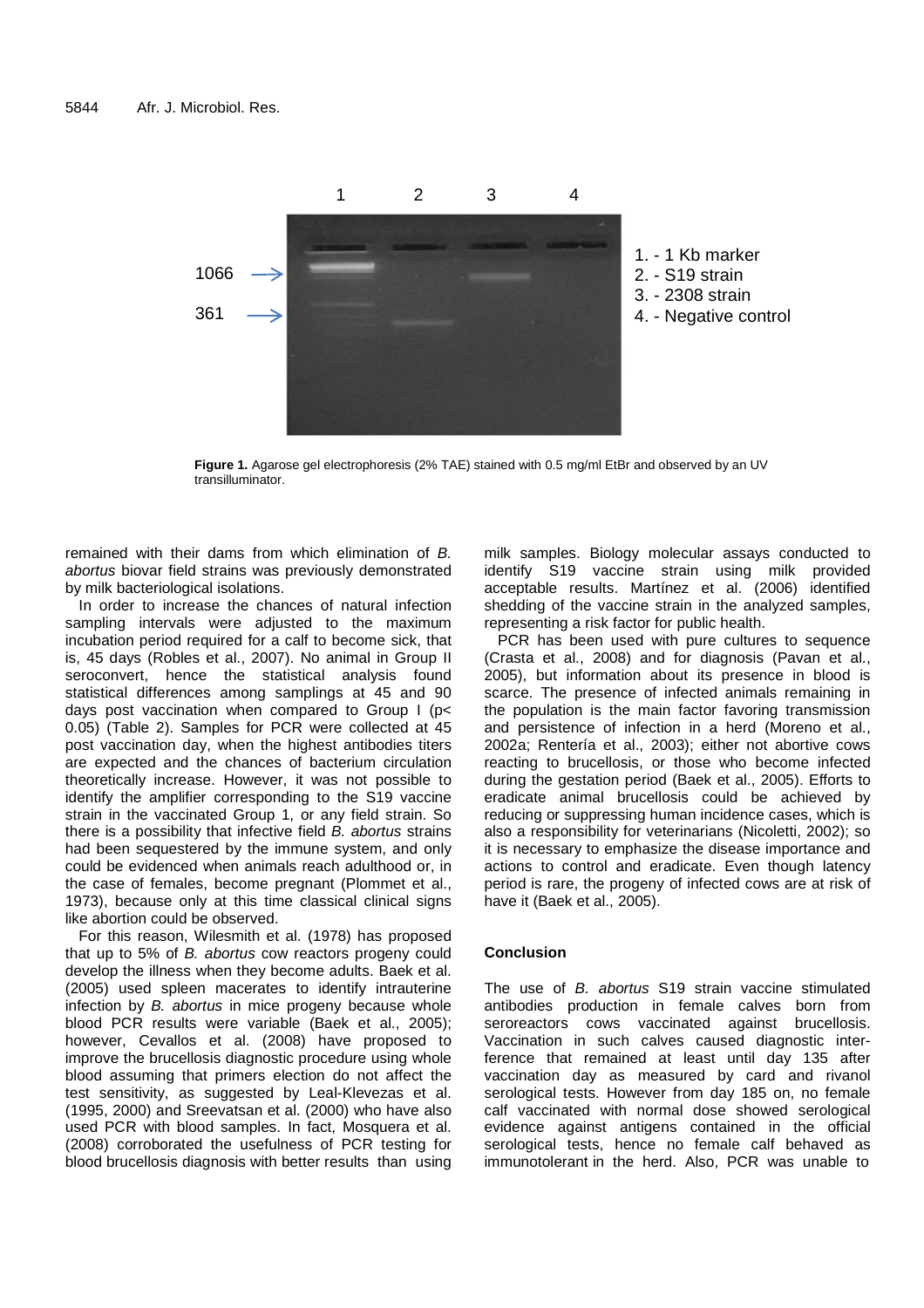1. - 1 Kb marker
2. - S19 strain
3. - 2308 strain
4. - Negative control

**Figure 1.** Agarose gel electrophoresis (2% TAE) stained with 0.5 mg/ml EtBr and observed by an UV transilluminator.

remained with their dams from which elimination of *B. abortus* biovar field strains was previously demonstrated by milk bacteriological isolations.

In order to increase the chances of natural infection sampling intervals were adjusted to the maximum incubation period required for a calf to become sick, that is, 45 days (Robles et al., 2007). No animal in Group II seroconvert, hence the statistical analysis found statistical differences among samplings at 45 and 90 days post vaccination when compared to Group I ($p < 0.05$) (Table 2). Samples for PCR were collected at 45 post vaccination day, when the highest antibodies titers are expected and the chances of bacterium circulation theoretically increase. However, it was not possible to identify the amplifier corresponding to the S19 vaccine strain in the vaccinated Group 1, or any field strain. So there is a possibility that infective field *B. abortus* strains had been sequestered by the immune system, and only could be evidenced when animals reach adulthood or, in the case of females, become pregnant (Plommet et al., 1973), because only at this time classical clinical signs like abortion could be observed.

For this reason, Wilesmith et al. (1978) has proposed that up to 5% of *B. abortus* cow reactors progeny could develop the illness when they become adults. Baek et al. (2005) used spleen macerates to identify intrauterine infection by *B. abortus* in mice progeny because whole blood PCR results were variable (Baek et al., 2005); however, Cevallos et al. (2008) have proposed to improve the brucellosis diagnostic procedure using whole blood assuming that primers election do not affect the test sensitivity, as suggested by Leal-Klevezas et al. (1995, 2000) and Sreevatsan et al. (2000) who have also used PCR with blood samples. In fact, Mosquera et al. (2008) corroborated the usefulness of PCR testing for blood brucellosis diagnosis with better results than using milk samples. Biology molecular assays conducted to identify S19 vaccine strain using milk provided acceptable results. Martínez et al. (2006) identified shedding of the vaccine strain in the analyzed samples, representing a risk factor for public health.

PCR has been used with pure cultures to sequence (Crasta et al., 2008) and for diagnosis (Pavan et al., 2005), but information about its presence in blood is scarce. The presence of infected animals remaining in the population is the main factor favoring transmission and persistence of infection in a herd (Moreno et al., 2002a; Rentería et al., 2003); either not abortive cows reacting to brucellosis, or those who become infected during the gestation period (Baek et al., 2005). Efforts to eradicate animal brucellosis could be achieved by reducing or suppressing human incidence cases, which is also a responsibility for veterinarians (Nicoletti, 2002); so it is necessary to emphasize the disease importance and actions to control and eradicate. Even though latency period is rare, the progeny of infected cows are at risk of have it (Baek et al., 2005).

## Conclusion

The use of *B. abortus* S19 strain vaccine stimulated antibodies production in female calves born from seroreactors cows vaccinated against brucellosis. Vaccination in such calves caused diagnostic interference that remained at least until day 135 after vaccination day as measured by card and rivanol serological tests. However from day 185 on, no female calf vaccinated with normal dose showed serological evidence against antigens contained in the official serological tests, hence no female calf behaved as immunotolerant in the herd. Also, PCR was unable to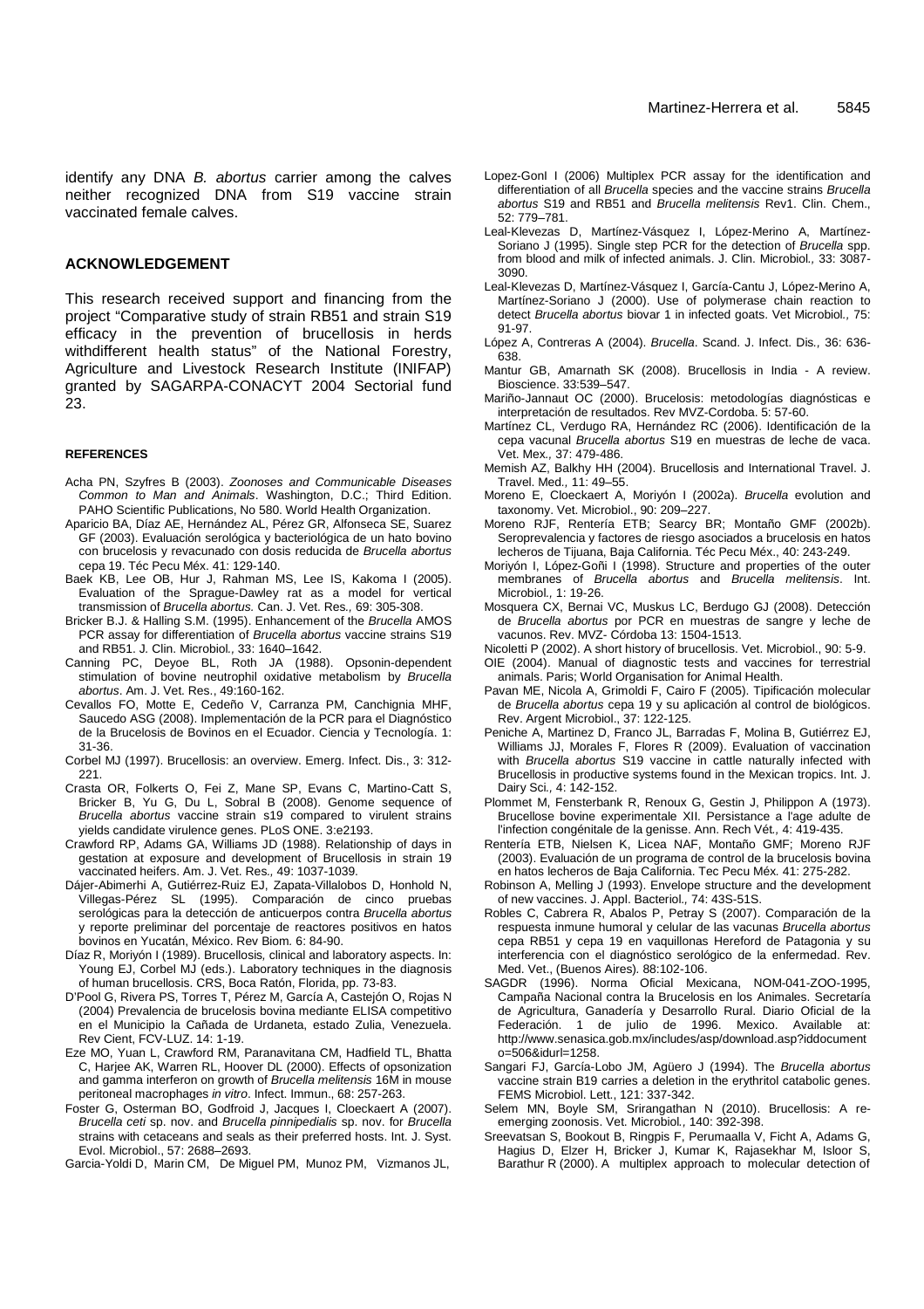identify any DNA *B. abortus* carrier among the calves neither recognized DNA from S19 vaccine strain vaccinated female calves.

## ACKNOWLEDGEMENT

This research received support and financing from the project "Comparative study of strain RB51 and strain S19 efficacy in the prevention of brucellosis in herds withdifferent health status" of the National Forestry, Agriculture and Livestock Research Institute (INIFAP) granted by SAGARPA-CONACYT 2004 Sectorial fund 23.

## REFERENCES

Acha PN, Szyfres B (2003). *Zoonoses and Communicable Diseases Common to Man and Animals*. Washington, D.C.; Third Edition. PAHO Scientific Publications, No 580. World Health Organization.

Aparicio BA, Díaz AE, Hernández AL, Pérez GR, Alfonseca SE, Suarez GF (2003). Evaluación serológica y bacteriológica de un hato bovino con brucelosis y revacunado con dosis reducida de *Brucella abortus* cepa 19. Téc Pecu Méx. 41: 129-140.

Baek KB, Lee OB, Hur J, Rahman MS, Lee IS, Kakoma I (2005). Evaluation of the Sprague-Dawley rat as a model for vertical transmission of *Brucella abortus*. Can. J. Vet. Res., 69: 305-308.

Bricker B.J. & Halling S.M. (1995). Enhancement of the *Brucella* AMOS PCR assay for differentiation of *Brucella abortus* vaccine strains S19 and RB51. J. Clin. Microbiol., 33: 1640–1642.

Canning PC, Deyoe BL, Roth JA (1988). Opsonin-dependent stimulation of bovine neutrophil oxidative metabolism by *Brucella abortus*. Am. J. Vet. Res., 49:160-162.

Cevallos FO, Motte E, Cedeño V, Carranza PM, Canchignia MHF, Saucedo ASG (2008). Implementación de la PCR para el Diagnóstico de la Brucelosis de Bovinos en el Ecuador. Ciencia y Tecnología. 1: 31-36.

Corbel MJ (1997). Brucellosis: an overview. Emerg. Infect. Dis., 3: 312-221.

Crasta OR, Folkerts O, Fei Z, Mane SP, Evans C, Martino-Catt S, Bricker B, Yu G, Du L, Sobral B (2008). Genome sequence of *Brucella abortus* vaccine strain s19 compared to virulent strains yields candidate virulence genes. PLoS ONE. 3:e2193.

Crawford RP, Adams GA, Williams JD (1988). Relationship of days in gestation at exposure and development of Brucellosis in strain 19 vaccinated heifers. Am. J. Vet. Res., 49: 1037-1039.

Dájer-Abimerhi A, Gutiérrez-Ruiz EJ, Zapata-Villalobos D, Honhold N, Villegas-Pérez SL (1995). Comparación de cinco pruebas serológicas para la detección de anticuerpos contra *Brucella abortus* y reporte preliminar del porcentaje de reactores positivos en hatos bovinos en Yucatán, México. Rev Biom. 6: 84-90.

Díaz R, Moriyón I (1989). Brucellosis, clinical and laboratory aspects. In: Young EJ, Corbel MJ (eds.). Laboratory techniques in the diagnosis of human brucellosis. CRS, Boca Ratón, Florida, pp. 73-83.

D'Pool G, Rivera PS, Torres T, Pérez M, García A, Castejón O, Rojas N (2004) Prevalencia de brucelosis bovina mediante ELISA competitivo en el Municipio la Cañada de Urdaneta, estado Zulia, Venezuela. Rev Cient, FCV-LUZ. 14: 1-19.

Eze MO, Yuan L, Crawford RM, Paranavitana CM, Hadfield TL, Bhatta C, Harjee AK, Warren RL, Hoover DL (2000). Effects of opsonization and gamma interferon on growth of *Brucella melitensis* 16M in mouse peritoneal macrophages *in vitro*. Infect. Immun., 68: 257-263.

Foster G, Osterman BO, Godfroid J, Jacques I, Cloeckaert A (2007). *Brucella ceti* sp. nov. and *Brucella pinnipedialis* sp. nov. for *Brucella* strains with cetaceans and seals as their preferred hosts. Int. J. Syst. Evol. Microbiol., 57: 2688–2693.

Garcia-Yoldi D, Marin CM, De Miguel PM, Munoz PM, Vizmanos JL, Lopez-Gonl I (2006) Multiplex PCR assay for the identification and differentiation of all *Brucella* species and the vaccine strains *Brucella abortus* S19 and RB51 and *Brucella melitensis* Rev1. Clin. Chem., 52: 779–781.

Leal-Klevezas D, Martínez-Vásquez I, López-Merino A, Martínez-Soriano J (1995). Single step PCR for the detection of *Brucella* spp. from blood and milk of infected animals. J. Clin. Microbiol., 33: 3087-3090.

Leal-Klevezas D, Martínez-Vásquez I, García-Cantu J, López-Merino A, Martínez-Soriano J (2000). Use of polymerase chain reaction to detect *Brucella abortus* biovar 1 in infected goats. Vet Microbiol., 75: 91-97.

López A, Contreras A (2004). *Brucella*. Scand. J. Infect. Dis., 36: 636-638.

Mantur GB, Amarnath SK (2008). Brucellosis in India - A review. Bioscience. 33:539–547.

Mariño-Jannaut OC (2000). Brucelosis: metodologías diagnósticas e interpretación de resultados. Rev MVZ-Cordoba. 5: 57-60.

Martínez CL, Verdugo RA, Hernández RC (2006). Identificación de la cepa vacunal *Brucella abortus* S19 en muestras de leche de vaca. Vet. Mex., 37: 479-486.

Memish AZ, Balkhy HH (2004). Brucellosis and International Travel. J. Travel. Med., 11: 49–55.

Moreno E, Cloeckaert A, Moriyón I (2002a). *Brucella* evolution and taxonomy. Vet. Microbiol., 90: 209–227.

Moreno RJF, Rentería ETB; Searcy BR; Montaño GMF (2002b). Seroprevalencia y factores de riesgo asociados a brucelosis en hatos lecheros de Tijuana, Baja California. Téc Pecu Méx., 40: 243-249.

Moriyón I, López-Goñi I (1998). Structure and properties of the outer membranes of *Brucella abortus* and *Brucella melitensis*. Int. Microbiol., 1: 19-26.

Mosquera CX, Bernai VC, Muskus LC, Berdugo GJ (2008). Detección de *Brucella abortus* por PCR en muestras de sangre y leche de vacunos. Rev. MVZ- Córdoba 13: 1504-1513.

Nicoletti P (2002). A short history of brucellosis. Vet. Microbiol., 90: 5-9.

OIE (2004). Manual of diagnostic tests and vaccines for terrestrial animals. Paris; World Organisation for Animal Health.

Pavan ME, Nicola A, Grimoldi F, Cairo F (2005). Tipificación molecular de *Brucella abortus* cepa 19 y su aplicación al control de biológicos. Rev. Argent Microbiol., 37: 122-125.

Peniche A, Martinez D, Franco JL, Barradas F, Molina B, Gutiérrez EJ, Williams JJ, Morales F, Flores R (2009). Evaluation of vaccination with *Brucella abortus* S19 vaccine in cattle naturally infected with Brucellosis in productive systems found in the Mexican tropics. Int. J. Dairy Sci., 4: 142-152.

Plommet M, Fensterbank R, Renoux G, Gestin J, Philippon A (1973). Brucellose bovine experimentale XII. Persistance a l'age adulte de l'infection congénitale de la genisse. Ann. Rech Vét., 4: 419-435.

Rentería ETB, Nielsen K, Licea NAF, Montaño GMF; Moreno RJF (2003). Evaluación de un programa de control de la brucelosis bovina en hatos lecheros de Baja California. Tec Pecu Méx. 41: 275-282.

Robinson A, Melling J (1993). Envelope structure and the development of new vaccines. J. Appl. Bacteriol., 74: 43S-51S.

Robles C, Cabrera R, Abalos P, Petray S (2007). Comparación de la respuesta inmune humoral y celular de las vacunas *Brucella abortus* cepa RB51 y cepa 19 en vaquillonas Hereford de Patagonia y su interferencia con el diagnóstico serológico de la enfermedad. Rev. Med. Vet., (Buenos Aires). 88:102-106.

SAGDR (1996). Norma Oficial Mexicana, NOM-041-ZOO-1995, Campaña Nacional contra la Brucelosis en los Animales. Secretaría de Agricultura, Ganadería y Desarrollo Rural. Diario Oficial de la Federación. 1 de julio de 1996. Mexico. Available at: http://www.senasica.gob.mx/includes/asp/download.asp?iddocumento=506&idurl=1258.

Sangari FJ, García-Lobo JM, Agüero J (1994). The *Brucella abortus* vaccine strain B19 carries a deletion in the erythritol catabolic genes. FEMS Microbiol. Lett., 121: 337-342.

Selem MN, Boyle SM, Srirangathan N (2010). Brucellosis: A re-emerging zoonosis. Vet. Microbiol., 140: 392-398.

Sreevatsan S, Bookout B, Ringpis F, Perumaalla V, Ficht A, Adams G, Hagius D, Elzer H, Bricker J, Kumar K, Rajasekhar M, Isloor S, Barathur R (2000). A multiplex approach to molecular detection of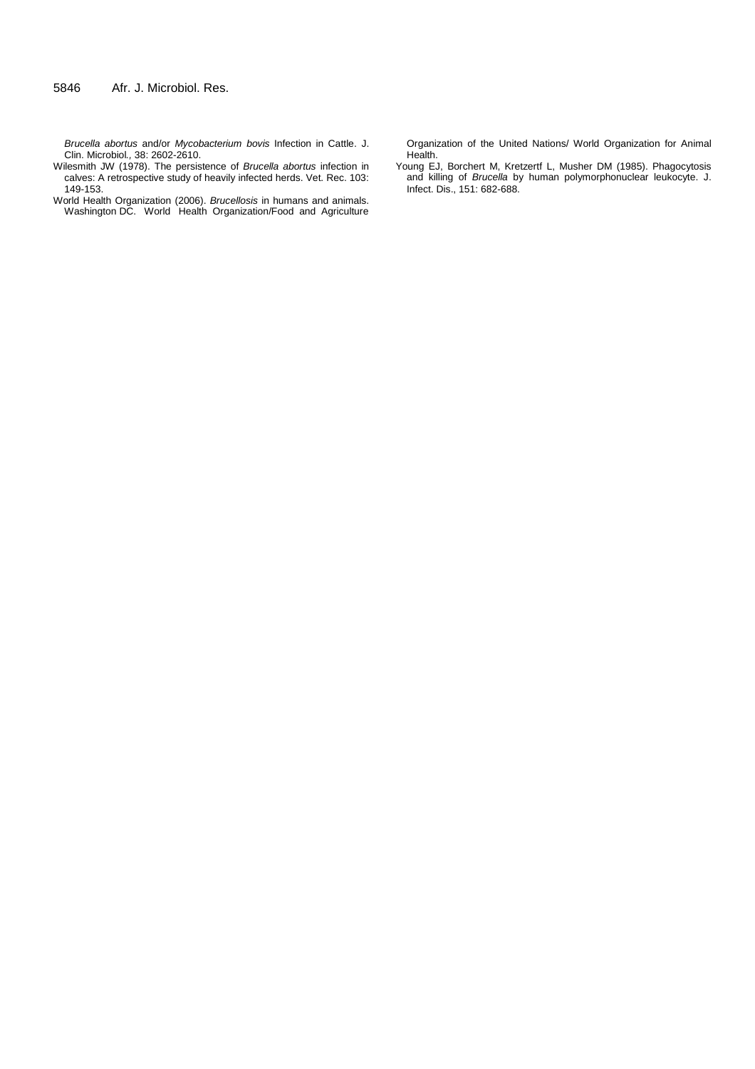*Brucella abortus* and/or *Mycobacterium bovis* Infection in Cattle. J. Clin. Microbiol., 38: 2602-2610.

Wilesmith JW (1978). The persistence of *Brucella abortus* infection in calves: A retrospective study of heavily infected herds. Vet. Rec. 103: 149-153.

World Health Organization (2006). *Brucellosis* in humans and animals. Washington DC. World Health Organization/Food and Agriculture Organization of the United Nations/ World Organization for Animal Health.

Young EJ, Borchert M, Kretzertf L, Musher DM (1985). Phagocytosis and killing of *Brucella* by human polymorphonuclear leukocyte. J. Infect. Dis., 151: 682-688.